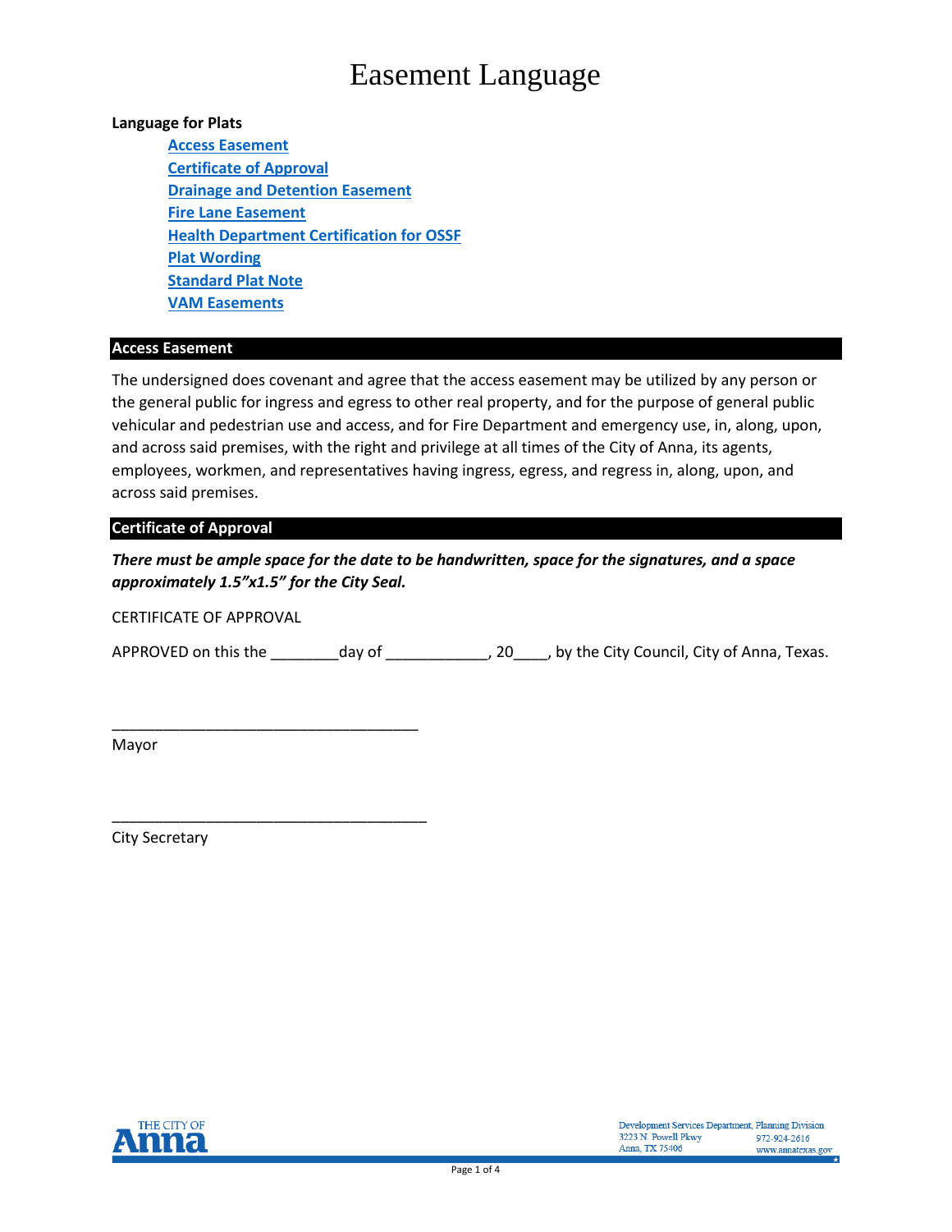# Easement Language

**Language for Plats**

- Access Easement
- Certificate of Approval
- Drainage and Detention Easement
- Fire Lane Easement
- Health Department Certification for OSSF
- Plat Wording
- Standard Plat Note
- VAM Easements

## Access Easement

The undersigned does covenant and agree that the access easement may be utilized by any person or the general public for ingress and egress to other real property, and for the purpose of general public vehicular and pedestrian use and access, and for Fire Department and emergency use, in, along, upon, and across said premises, with the right and privilege at all times of the City of Anna, its agents, employees, workmen, and representatives having ingress, egress, and regress in, along, upon, and across said premises.

## Certificate of Approval

***There must be ample space for the date to be handwritten, space for the signatures, and a space approximately 1.5"x1.5" for the City Seal.***

CERTIFICATE OF APPROVAL

APPROVED on this the ________day of ____________, 20____, by the City Council, City of Anna, Texas.

____________________________________

Mayor

_____________________________________

City Secretary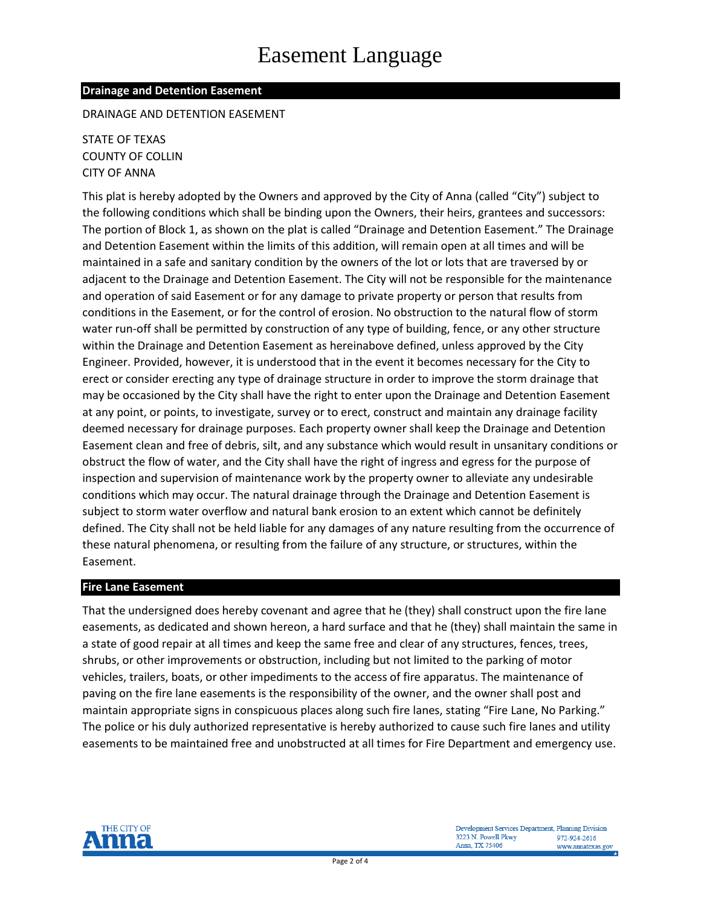# Easement Language

## Drainage and Detention Easement

DRAINAGE AND DETENTION EASEMENT

STATE OF TEXAS
COUNTY OF COLLIN
CITY OF ANNA

This plat is hereby adopted by the Owners and approved by the City of Anna (called "City") subject to the following conditions which shall be binding upon the Owners, their heirs, grantees and successors: The portion of Block 1, as shown on the plat is called "Drainage and Detention Easement." The Drainage and Detention Easement within the limits of this addition, will remain open at all times and will be maintained in a safe and sanitary condition by the owners of the lot or lots that are traversed by or adjacent to the Drainage and Detention Easement. The City will not be responsible for the maintenance and operation of said Easement or for any damage to private property or person that results from conditions in the Easement, or for the control of erosion. No obstruction to the natural flow of storm water run-off shall be permitted by construction of any type of building, fence, or any other structure within the Drainage and Detention Easement as hereinabove defined, unless approved by the City Engineer. Provided, however, it is understood that in the event it becomes necessary for the City to erect or consider erecting any type of drainage structure in order to improve the storm drainage that may be occasioned by the City shall have the right to enter upon the Drainage and Detention Easement at any point, or points, to investigate, survey or to erect, construct and maintain any drainage facility deemed necessary for drainage purposes. Each property owner shall keep the Drainage and Detention Easement clean and free of debris, silt, and any substance which would result in unsanitary conditions or obstruct the flow of water, and the City shall have the right of ingress and egress for the purpose of inspection and supervision of maintenance work by the property owner to alleviate any undesirable conditions which may occur. The natural drainage through the Drainage and Detention Easement is subject to storm water overflow and natural bank erosion to an extent which cannot be definitely defined. The City shall not be held liable for any damages of any nature resulting from the occurrence of these natural phenomena, or resulting from the failure of any structure, or structures, within the Easement.

## Fire Lane Easement

That the undersigned does hereby covenant and agree that he (they) shall construct upon the fire lane easements, as dedicated and shown hereon, a hard surface and that he (they) shall maintain the same in a state of good repair at all times and keep the same free and clear of any structures, fences, trees, shrubs, or other improvements or obstruction, including but not limited to the parking of motor vehicles, trailers, boats, or other impediments to the access of fire apparatus. The maintenance of paving on the fire lane easements is the responsibility of the owner, and the owner shall post and maintain appropriate signs in conspicuous places along such fire lanes, stating "Fire Lane, No Parking." The police or his duly authorized representative is hereby authorized to cause such fire lanes and utility easements to be maintained free and unobstructed at all times for Fire Department and emergency use.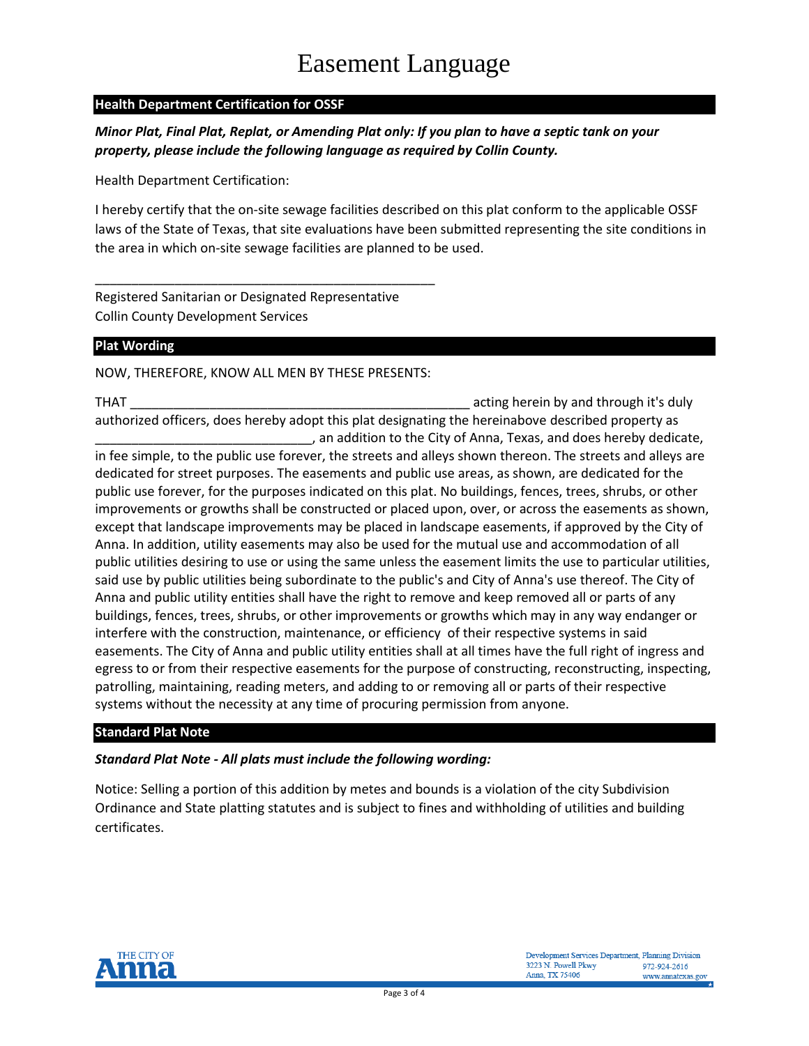# Easement Language

## Health Department Certification for OSSF

***Minor Plat, Final Plat, Replat, or Amending Plat only: If you plan to have a septic tank on your property, please include the following language as required by Collin County.***

Health Department Certification:

I hereby certify that the on-site sewage facilities described on this plat conform to the applicable OSSF laws of the State of Texas, that site evaluations have been submitted representing the site conditions in the area in which on-site sewage facilities are planned to be used.

\_\_\_\_\_\_\_\_\_\_\_\_\_\_\_\_\_\_\_\_\_\_\_\_\_\_\_\_\_\_\_\_\_\_\_\_\_\_\_\_\_\_\_\_\_\_\_\_

Registered Sanitarian or Designated Representative
Collin County Development Services

## Plat Wording

NOW, THEREFORE, KNOW ALL MEN BY THESE PRESENTS:

THAT \_\_\_\_\_\_\_\_\_\_\_\_\_\_\_\_\_\_\_\_\_\_\_\_\_\_\_\_\_\_\_\_\_\_\_\_\_\_\_\_\_\_\_\_\_\_\_\_ acting herein by and through it's duly authorized officers, does hereby adopt this plat designating the hereinabove described property as \_\_\_\_\_\_\_\_\_\_\_\_\_\_\_\_\_\_\_\_\_\_\_\_\_\_\_\_\_\_\_\_, an addition to the City of Anna, Texas, and does hereby dedicate, in fee simple, to the public use forever, the streets and alleys shown thereon. The streets and alleys are dedicated for street purposes. The easements and public use areas, as shown, are dedicated for the public use forever, for the purposes indicated on this plat. No buildings, fences, trees, shrubs, or other improvements or growths shall be constructed or placed upon, over, or across the easements as shown, except that landscape improvements may be placed in landscape easements, if approved by the City of Anna. In addition, utility easements may also be used for the mutual use and accommodation of all public utilities desiring to use or using the same unless the easement limits the use to particular utilities, said use by public utilities being subordinate to the public's and City of Anna's use thereof. The City of Anna and public utility entities shall have the right to remove and keep removed all or parts of any buildings, fences, trees, shrubs, or other improvements or growths which may in any way endanger or interfere with the construction, maintenance, or efficiency of their respective systems in said easements. The City of Anna and public utility entities shall at all times have the full right of ingress and egress to or from their respective easements for the purpose of constructing, reconstructing, inspecting, patrolling, maintaining, reading meters, and adding to or removing all or parts of their respective systems without the necessity at any time of procuring permission from anyone.

## Standard Plat Note

***Standard Plat Note - All plats must include the following wording:***

Notice: Selling a portion of this addition by metes and bounds is a violation of the city Subdivision Ordinance and State platting statutes and is subject to fines and withholding of utilities and building certificates.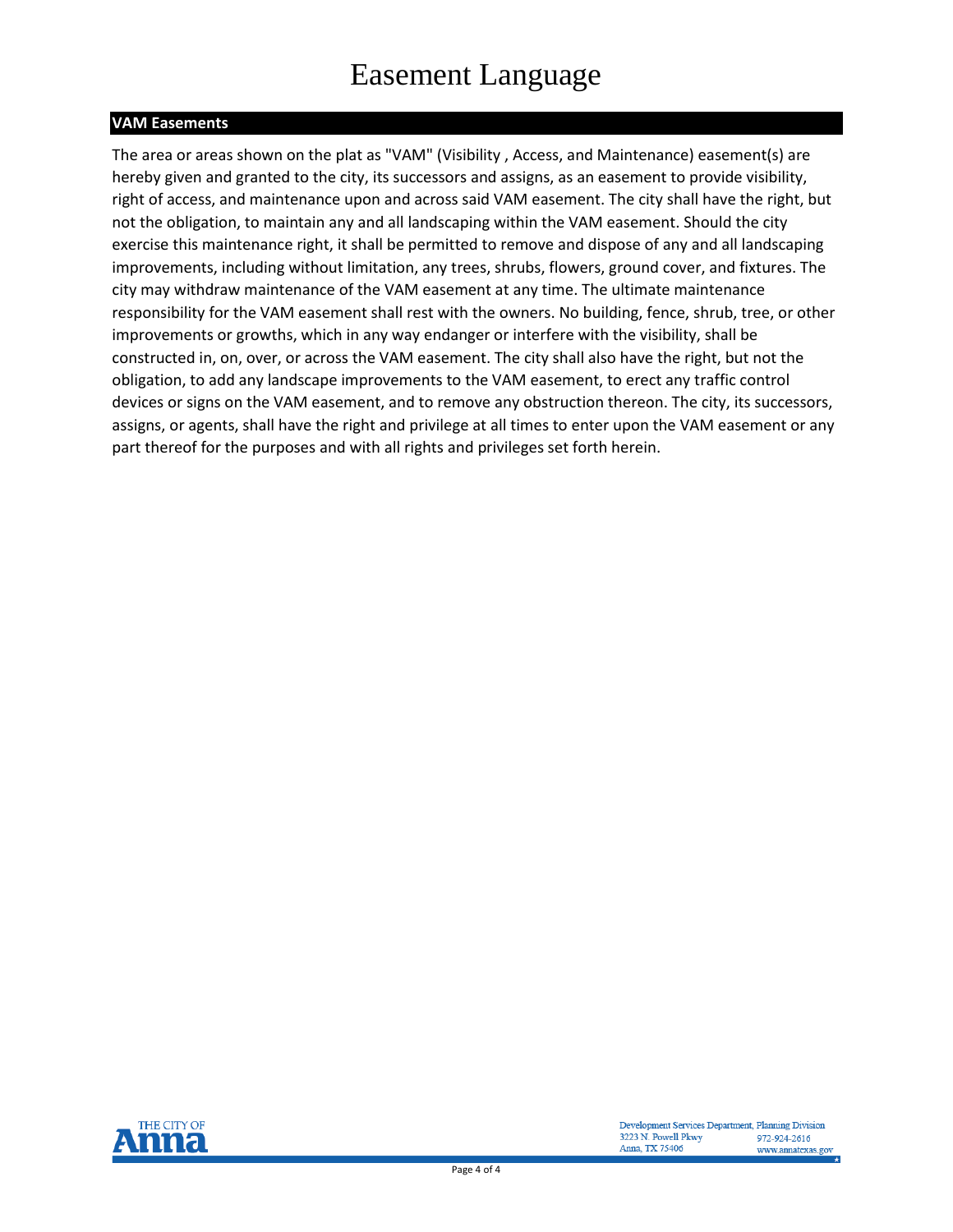# Easement Language

## VAM Easements

The area or areas shown on the plat as "VAM" (Visibility , Access, and Maintenance) easement(s) are hereby given and granted to the city, its successors and assigns, as an easement to provide visibility, right of access, and maintenance upon and across said VAM easement. The city shall have the right, but not the obligation, to maintain any and all landscaping within the VAM easement. Should the city exercise this maintenance right, it shall be permitted to remove and dispose of any and all landscaping improvements, including without limitation, any trees, shrubs, flowers, ground cover, and fixtures. The city may withdraw maintenance of the VAM easement at any time. The ultimate maintenance responsibility for the VAM easement shall rest with the owners. No building, fence, shrub, tree, or other improvements or growths, which in any way endanger or interfere with the visibility, shall be constructed in, on, over, or across the VAM easement. The city shall also have the right, but not the obligation, to add any landscape improvements to the VAM easement, to erect any traffic control devices or signs on the VAM easement, and to remove any obstruction thereon. The city, its successors, assigns, or agents, shall have the right and privilege at all times to enter upon the VAM easement or any part thereof for the purposes and with all rights and privileges set forth herein.